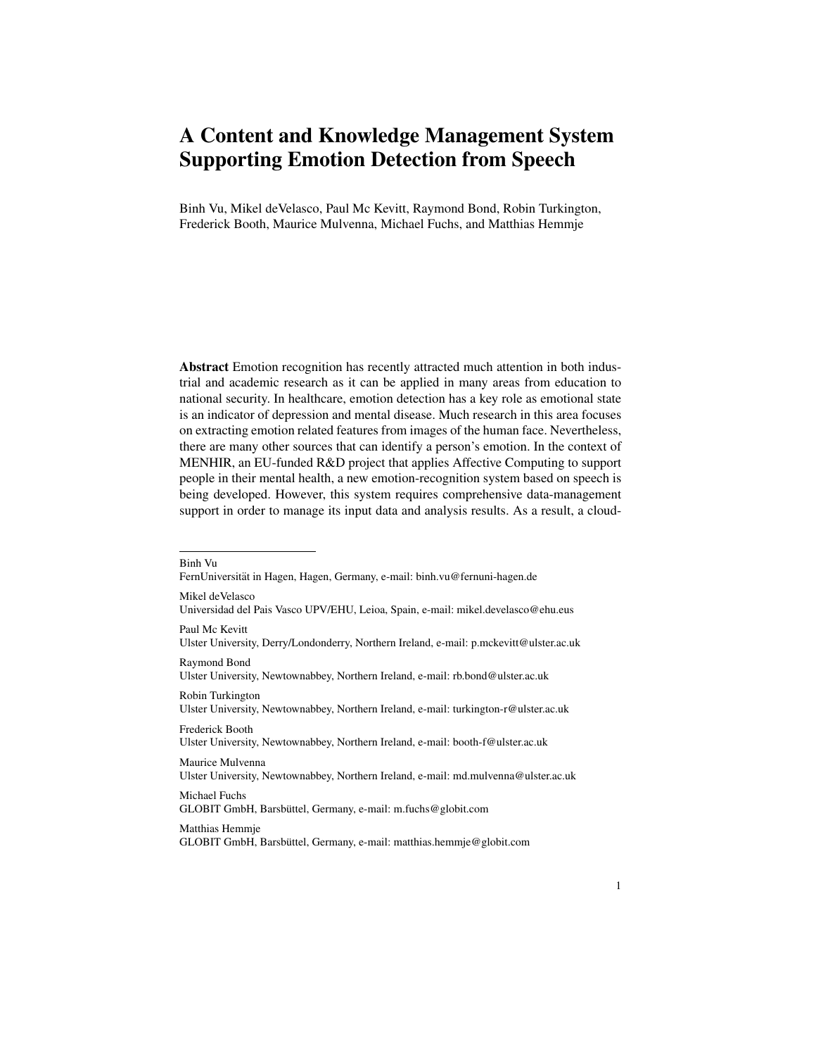# A Content and Knowledge Management System Supporting Emotion Detection from Speech

Binh Vu, Mikel deVelasco, Paul Mc Kevitt, Raymond Bond, Robin Turkington, Frederick Booth, Maurice Mulvenna, Michael Fuchs, and Matthias Hemmje

**Abstract** Emotion recognition has recently attracted much attention in both industrial and academic research as it can be applied in many areas from education to national security. In healthcare, emotion detection has a key role as emotional state is an indicator of depression and mental disease. Much research in this area focuses on extracting emotion related features from images of the human face. Nevertheless, there are many other sources that can identify a person's emotion. In the context of MENHIR, an EU-funded R&D project that applies Affective Computing to support people in their mental health, a new emotion-recognition system based on speech is being developed. However, this system requires comprehensive data-management support in order to manage its input data and analysis results. As a result, a cloud-

---

Binh Vu
FernUniversität in Hagen, Hagen, Germany, e-mail: binh.vu@fernuni-hagen.de

Mikel deVelasco
Universidad del Pais Vasco UPV/EHU, Leioa, Spain, e-mail: mikel.develasco@ehu.eus

Paul Mc Kevitt
Ulster University, Derry/Londonderry, Northern Ireland, e-mail: p.mckevitt@ulster.ac.uk

Raymond Bond
Ulster University, Newtownabbey, Northern Ireland, e-mail: rb.bond@ulster.ac.uk

Robin Turkington
Ulster University, Newtownabbey, Northern Ireland, e-mail: turkington-r@ulster.ac.uk

Frederick Booth
Ulster University, Newtownabbey, Northern Ireland, e-mail: booth-f@ulster.ac.uk

Maurice Mulvenna
Ulster University, Newtownabbey, Northern Ireland, e-mail: md.mulvenna@ulster.ac.uk

Michael Fuchs
GLOBIT GmbH, Barsbüttel, Germany, e-mail: m.fuchs@globit.com

Matthias Hemmje
GLOBIT GmbH, Barsbüttel, Germany, e-mail: matthias.hemmje@globit.com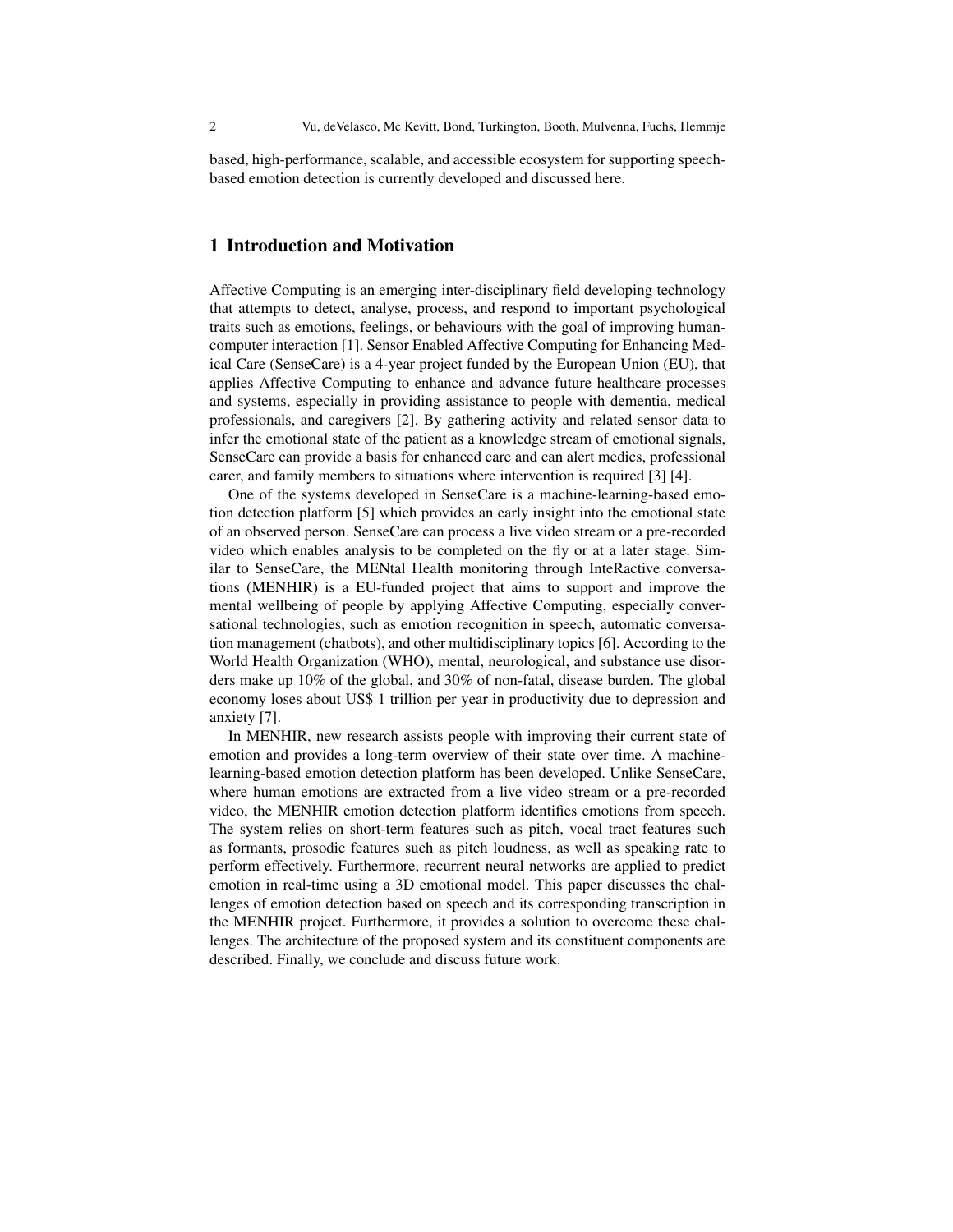based, high-performance, scalable, and accessible ecosystem for supporting speech-based emotion detection is currently developed and discussed here.

## 1 Introduction and Motivation

Affective Computing is an emerging inter-disciplinary field developing technology that attempts to detect, analyse, process, and respond to important psychological traits such as emotions, feelings, or behaviours with the goal of improving human-computer interaction [1]. Sensor Enabled Affective Computing for Enhancing Medical Care (SenseCare) is a 4-year project funded by the European Union (EU), that applies Affective Computing to enhance and advance future healthcare processes and systems, especially in providing assistance to people with dementia, medical professionals, and caregivers [2]. By gathering activity and related sensor data to infer the emotional state of the patient as a knowledge stream of emotional signals, SenseCare can provide a basis for enhanced care and can alert medics, professional carer, and family members to situations where intervention is required [3] [4].

One of the systems developed in SenseCare is a machine-learning-based emotion detection platform [5] which provides an early insight into the emotional state of an observed person. SenseCare can process a live video stream or a pre-recorded video which enables analysis to be completed on the fly or at a later stage. Similar to SenseCare, the MENtal Health monitoring through InteRactive conversations (MENHIR) is a EU-funded project that aims to support and improve the mental wellbeing of people by applying Affective Computing, especially conversational technologies, such as emotion recognition in speech, automatic conversation management (chatbots), and other multidisciplinary topics [6]. According to the World Health Organization (WHO), mental, neurological, and substance use disorders make up 10% of the global, and 30% of non-fatal, disease burden. The global economy loses about US$ 1 trillion per year in productivity due to depression and anxiety [7].

In MENHIR, new research assists people with improving their current state of emotion and provides a long-term overview of their state over time. A machine-learning-based emotion detection platform has been developed. Unlike SenseCare, where human emotions are extracted from a live video stream or a pre-recorded video, the MENHIR emotion detection platform identifies emotions from speech. The system relies on short-term features such as pitch, vocal tract features such as formants, prosodic features such as pitch loudness, as well as speaking rate to perform effectively. Furthermore, recurrent neural networks are applied to predict emotion in real-time using a 3D emotional model. This paper discusses the challenges of emotion detection based on speech and its corresponding transcription in the MENHIR project. Furthermore, it provides a solution to overcome these challenges. The architecture of the proposed system and its constituent components are described. Finally, we conclude and discuss future work.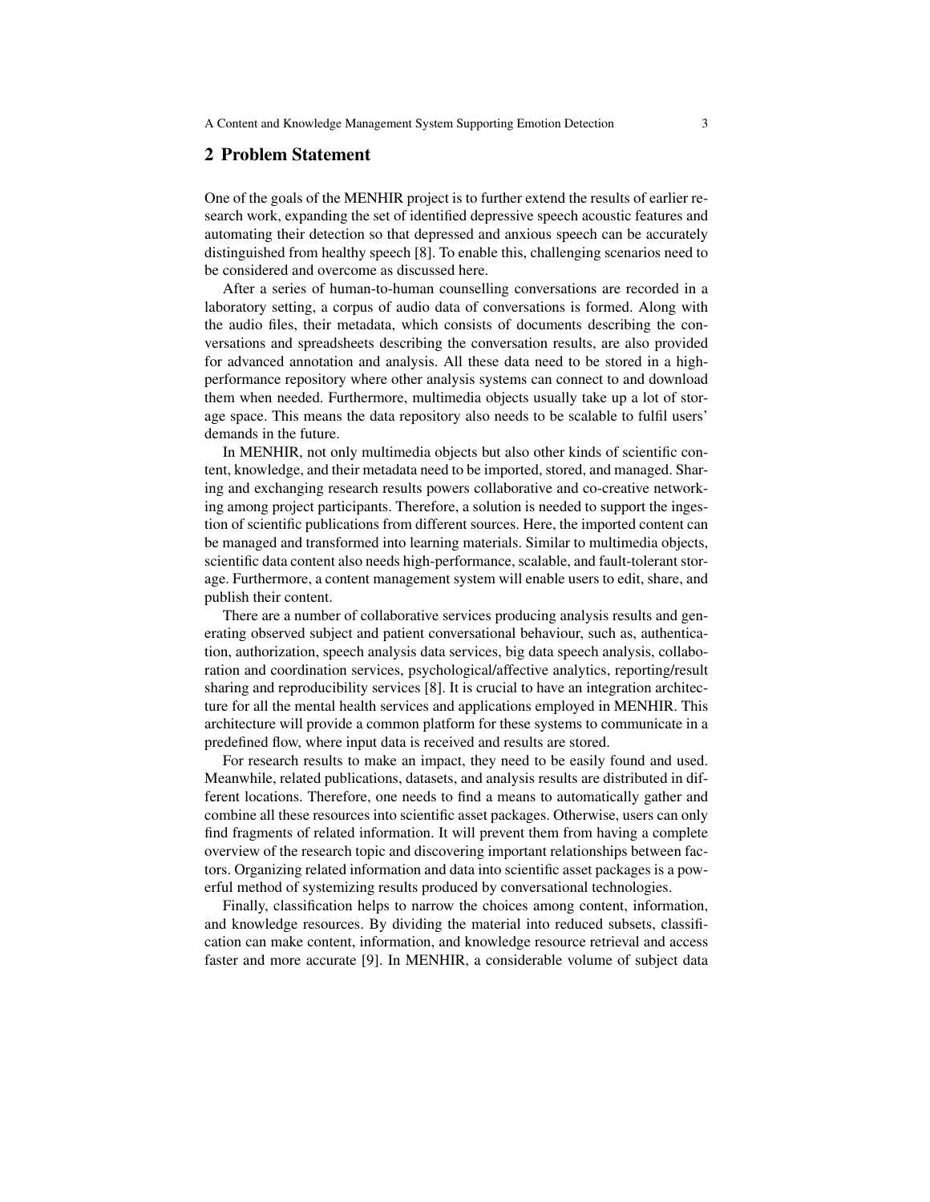## 2 Problem Statement

One of the goals of the MENHIR project is to further extend the results of earlier research work, expanding the set of identified depressive speech acoustic features and automating their detection so that depressed and anxious speech can be accurately distinguished from healthy speech [8]. To enable this, challenging scenarios need to be considered and overcome as discussed here.

After a series of human-to-human counselling conversations are recorded in a laboratory setting, a corpus of audio data of conversations is formed. Along with the audio files, their metadata, which consists of documents describing the conversations and spreadsheets describing the conversation results, are also provided for advanced annotation and analysis. All these data need to be stored in a high-performance repository where other analysis systems can connect to and download them when needed. Furthermore, multimedia objects usually take up a lot of storage space. This means the data repository also needs to be scalable to fulfil users' demands in the future.

In MENHIR, not only multimedia objects but also other kinds of scientific content, knowledge, and their metadata need to be imported, stored, and managed. Sharing and exchanging research results powers collaborative and co-creative networking among project participants. Therefore, a solution is needed to support the ingestion of scientific publications from different sources. Here, the imported content can be managed and transformed into learning materials. Similar to multimedia objects, scientific data content also needs high-performance, scalable, and fault-tolerant storage. Furthermore, a content management system will enable users to edit, share, and publish their content.

There are a number of collaborative services producing analysis results and generating observed subject and patient conversational behaviour, such as, authentication, authorization, speech analysis data services, big data speech analysis, collaboration and coordination services, psychological/affective analytics, reporting/result sharing and reproducibility services [8]. It is crucial to have an integration architecture for all the mental health services and applications employed in MENHIR. This architecture will provide a common platform for these systems to communicate in a predefined flow, where input data is received and results are stored.

For research results to make an impact, they need to be easily found and used. Meanwhile, related publications, datasets, and analysis results are distributed in different locations. Therefore, one needs to find a means to automatically gather and combine all these resources into scientific asset packages. Otherwise, users can only find fragments of related information. It will prevent them from having a complete overview of the research topic and discovering important relationships between factors. Organizing related information and data into scientific asset packages is a powerful method of systemizing results produced by conversational technologies.

Finally, classification helps to narrow the choices among content, information, and knowledge resources. By dividing the material into reduced subsets, classification can make content, information, and knowledge resource retrieval and access faster and more accurate [9]. In MENHIR, a considerable volume of subject data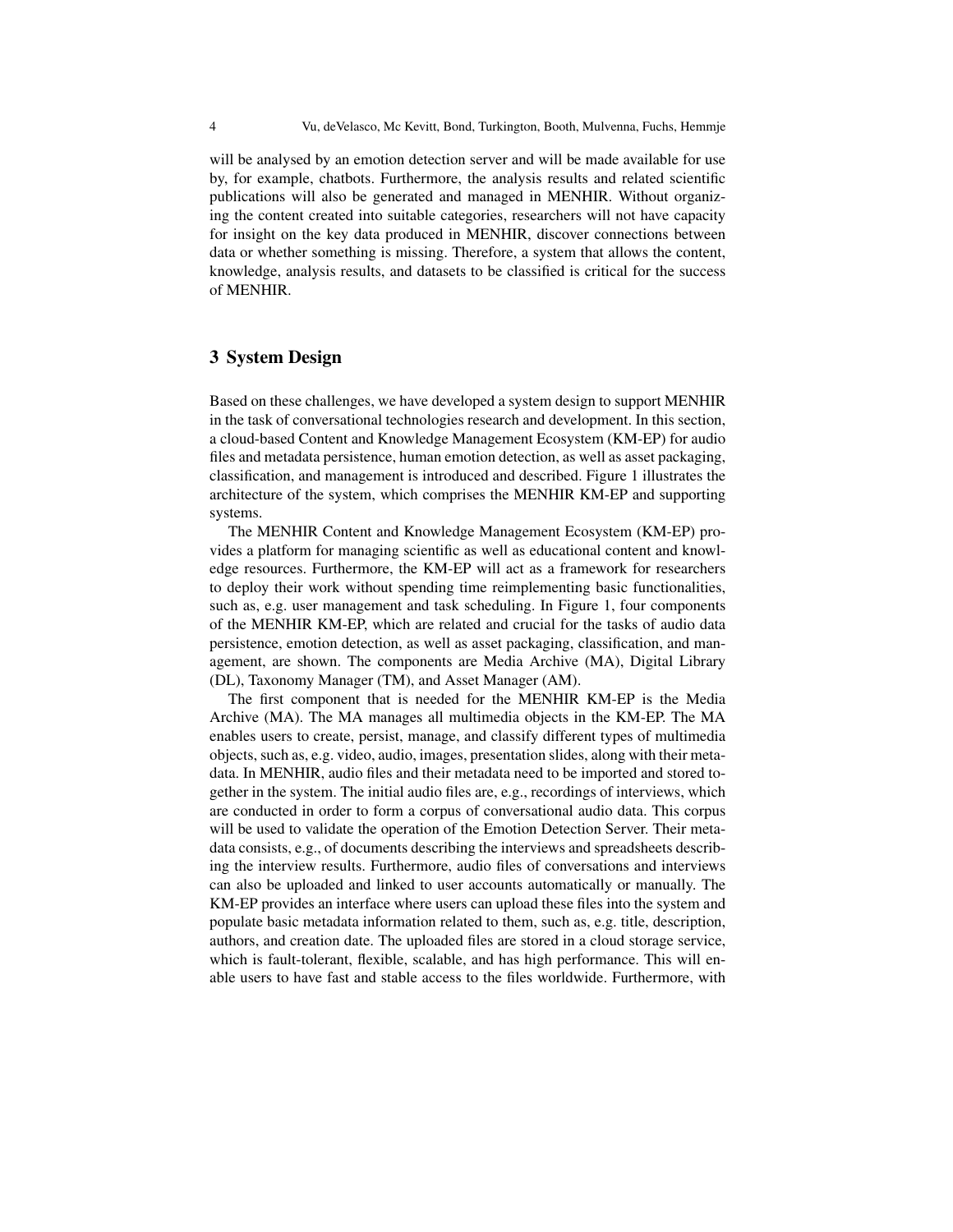will be analysed by an emotion detection server and will be made available for use by, for example, chatbots. Furthermore, the analysis results and related scientific publications will also be generated and managed in MENHIR. Without organizing the content created into suitable categories, researchers will not have capacity for insight on the key data produced in MENHIR, discover connections between data or whether something is missing. Therefore, a system that allows the content, knowledge, analysis results, and datasets to be classified is critical for the success of MENHIR.

## 3 System Design

Based on these challenges, we have developed a system design to support MENHIR in the task of conversational technologies research and development. In this section, a cloud-based Content and Knowledge Management Ecosystem (KM-EP) for audio files and metadata persistence, human emotion detection, as well as asset packaging, classification, and management is introduced and described. Figure 1 illustrates the architecture of the system, which comprises the MENHIR KM-EP and supporting systems.

The MENHIR Content and Knowledge Management Ecosystem (KM-EP) provides a platform for managing scientific as well as educational content and knowledge resources. Furthermore, the KM-EP will act as a framework for researchers to deploy their work without spending time reimplementing basic functionalities, such as, e.g. user management and task scheduling. In Figure 1, four components of the MENHIR KM-EP, which are related and crucial for the tasks of audio data persistence, emotion detection, as well as asset packaging, classification, and management, are shown. The components are Media Archive (MA), Digital Library (DL), Taxonomy Manager (TM), and Asset Manager (AM).

The first component that is needed for the MENHIR KM-EP is the Media Archive (MA). The MA manages all multimedia objects in the KM-EP. The MA enables users to create, persist, manage, and classify different types of multimedia objects, such as, e.g. video, audio, images, presentation slides, along with their metadata. In MENHIR, audio files and their metadata need to be imported and stored together in the system. The initial audio files are, e.g., recordings of interviews, which are conducted in order to form a corpus of conversational audio data. This corpus will be used to validate the operation of the Emotion Detection Server. Their metadata consists, e.g., of documents describing the interviews and spreadsheets describing the interview results. Furthermore, audio files of conversations and interviews can also be uploaded and linked to user accounts automatically or manually. The KM-EP provides an interface where users can upload these files into the system and populate basic metadata information related to them, such as, e.g. title, description, authors, and creation date. The uploaded files are stored in a cloud storage service, which is fault-tolerant, flexible, scalable, and has high performance. This will enable users to have fast and stable access to the files worldwide. Furthermore, with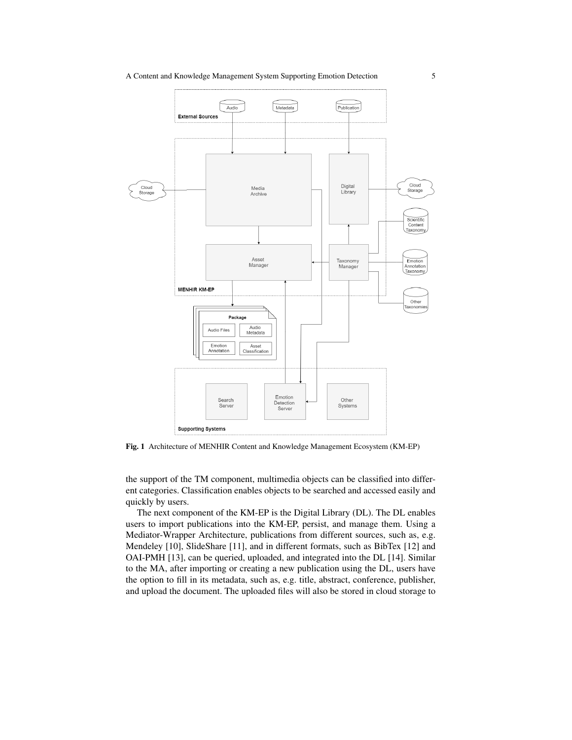Fig. 1 Architecture of MENHIR Content and Knowledge Management Ecosystem (KM-EP)

the support of the TM component, multimedia objects can be classified into different categories. Classification enables objects to be searched and accessed easily and quickly by users.

The next component of the KM-EP is the Digital Library (DL). The DL enables users to import publications into the KM-EP, persist, and manage them. Using a Mediator-Wrapper Architecture, publications from different sources, such as, e.g. Mendeley [10], SlideShare [11], and in different formats, such as BibTex [12] and OAI-PMH [13], can be queried, uploaded, and integrated into the DL [14]. Similar to the MA, after importing or creating a new publication using the DL, users have the option to fill in its metadata, such as, e.g. title, abstract, conference, publisher, and upload the document. The uploaded files will also be stored in cloud storage to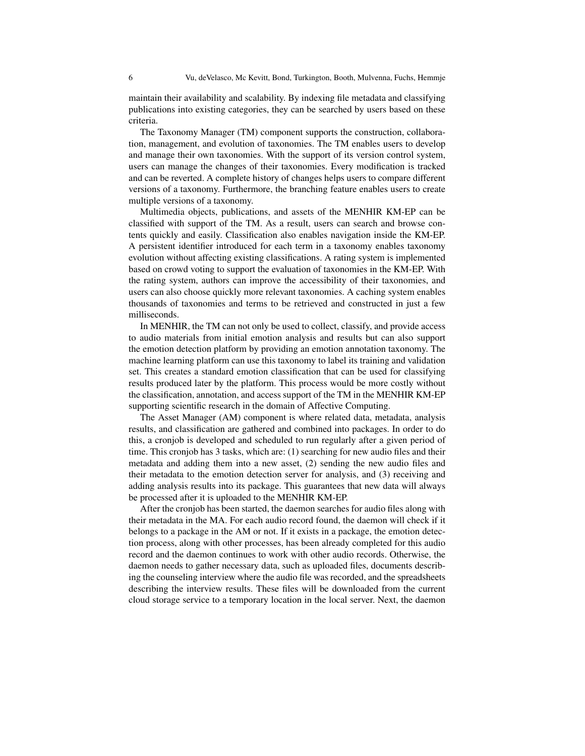maintain their availability and scalability. By indexing file metadata and classifying publications into existing categories, they can be searched by users based on these criteria.

The Taxonomy Manager (TM) component supports the construction, collaboration, management, and evolution of taxonomies. The TM enables users to develop and manage their own taxonomies. With the support of its version control system, users can manage the changes of their taxonomies. Every modification is tracked and can be reverted. A complete history of changes helps users to compare different versions of a taxonomy. Furthermore, the branching feature enables users to create multiple versions of a taxonomy.

Multimedia objects, publications, and assets of the MENHIR KM-EP can be classified with support of the TM. As a result, users can search and browse contents quickly and easily. Classification also enables navigation inside the KM-EP. A persistent identifier introduced for each term in a taxonomy enables taxonomy evolution without affecting existing classifications. A rating system is implemented based on crowd voting to support the evaluation of taxonomies in the KM-EP. With the rating system, authors can improve the accessibility of their taxonomies, and users can also choose quickly more relevant taxonomies. A caching system enables thousands of taxonomies and terms to be retrieved and constructed in just a few milliseconds.

In MENHIR, the TM can not only be used to collect, classify, and provide access to audio materials from initial emotion analysis and results but can also support the emotion detection platform by providing an emotion annotation taxonomy. The machine learning platform can use this taxonomy to label its training and validation set. This creates a standard emotion classification that can be used for classifying results produced later by the platform. This process would be more costly without the classification, annotation, and access support of the TM in the MENHIR KM-EP supporting scientific research in the domain of Affective Computing.

The Asset Manager (AM) component is where related data, metadata, analysis results, and classification are gathered and combined into packages. In order to do this, a cronjob is developed and scheduled to run regularly after a given period of time. This cronjob has 3 tasks, which are: (1) searching for new audio files and their metadata and adding them into a new asset, (2) sending the new audio files and their metadata to the emotion detection server for analysis, and (3) receiving and adding analysis results into its package. This guarantees that new data will always be processed after it is uploaded to the MENHIR KM-EP.

After the cronjob has been started, the daemon searches for audio files along with their metadata in the MA. For each audio record found, the daemon will check if it belongs to a package in the AM or not. If it exists in a package, the emotion detection process, along with other processes, has been already completed for this audio record and the daemon continues to work with other audio records. Otherwise, the daemon needs to gather necessary data, such as uploaded files, documents describing the counseling interview where the audio file was recorded, and the spreadsheets describing the interview results. These files will be downloaded from the current cloud storage service to a temporary location in the local server. Next, the daemon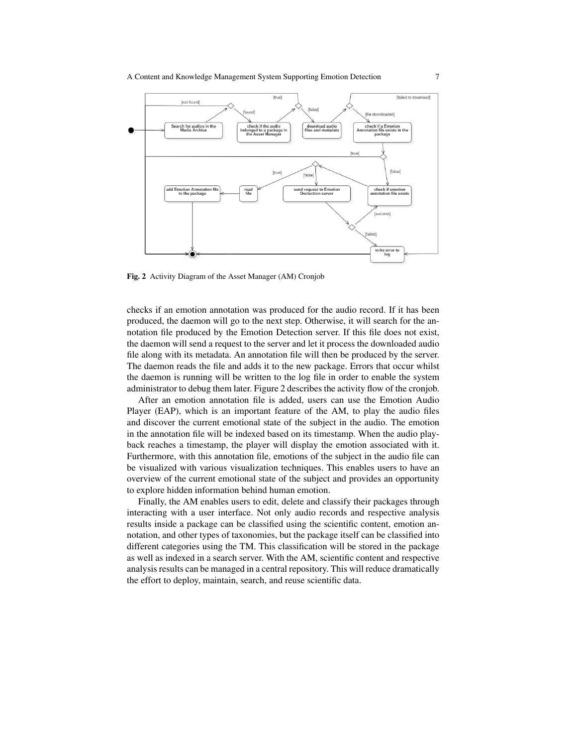[true]

[failed to download]

[not found]

[found]

[false]

[file downloaded]

Search for audios in the Media Archive

check if the audio belonged to a package in the Asset Manager

download audio files and metadata

check if a Emotion Annotation file exists in the package

[true]

[true]

[false]

[false]

add Emotion Annotation file to the package

read file

send request to Emotion Dectection server

check if emotion annotation file exists

[success]

[failed]

write error to log

**Fig. 2** Activity Diagram of the Asset Manager (AM) Cronjob

checks if an emotion annotation was produced for the audio record. If it has been produced, the daemon will go to the next step. Otherwise, it will search for the annotation file produced by the Emotion Detection server. If this file does not exist, the daemon will send a request to the server and let it process the downloaded audio file along with its metadata. An annotation file will then be produced by the server. The daemon reads the file and adds it to the new package. Errors that occur whilst the daemon is running will be written to the log file in order to enable the system administrator to debug them later. Figure 2 describes the activity flow of the cronjob.

After an emotion annotation file is added, users can use the Emotion Audio Player (EAP), which is an important feature of the AM, to play the audio files and discover the current emotional state of the subject in the audio. The emotion in the annotation file will be indexed based on its timestamp. When the audio playback reaches a timestamp, the player will display the emotion associated with it. Furthermore, with this annotation file, emotions of the subject in the audio file can be visualized with various visualization techniques. This enables users to have an overview of the current emotional state of the subject and provides an opportunity to explore hidden information behind human emotion.

Finally, the AM enables users to edit, delete and classify their packages through interacting with a user interface. Not only audio records and respective analysis results inside a package can be classified using the scientific content, emotion annotation, and other types of taxonomies, but the package itself can be classified into different categories using the TM. This classification will be stored in the package as well as indexed in a search server. With the AM, scientific content and respective analysis results can be managed in a central repository. This will reduce dramatically the effort to deploy, maintain, search, and reuse scientific data.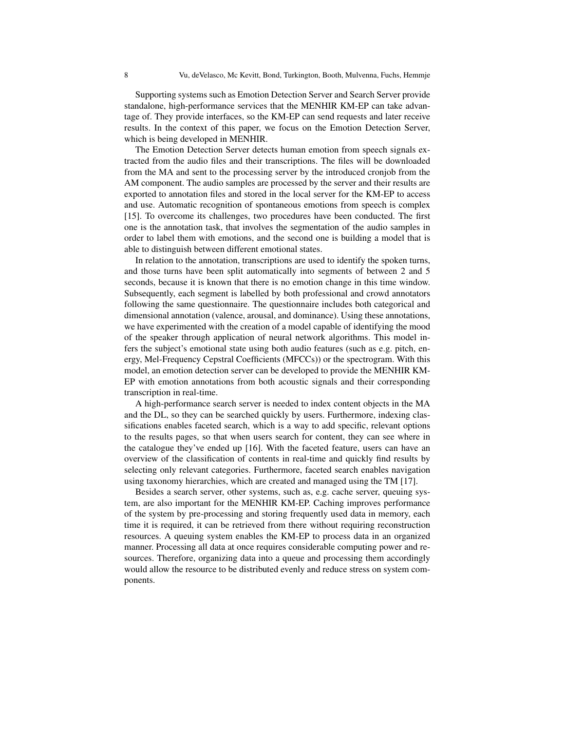Supporting systems such as Emotion Detection Server and Search Server provide standalone, high-performance services that the MENHIR KM-EP can take advantage of. They provide interfaces, so the KM-EP can send requests and later receive results. In the context of this paper, we focus on the Emotion Detection Server, which is being developed in MENHIR.

The Emotion Detection Server detects human emotion from speech signals extracted from the audio files and their transcriptions. The files will be downloaded from the MA and sent to the processing server by the introduced cronjob from the AM component. The audio samples are processed by the server and their results are exported to annotation files and stored in the local server for the KM-EP to access and use. Automatic recognition of spontaneous emotions from speech is complex [15]. To overcome its challenges, two procedures have been conducted. The first one is the annotation task, that involves the segmentation of the audio samples in order to label them with emotions, and the second one is building a model that is able to distinguish between different emotional states.

In relation to the annotation, transcriptions are used to identify the spoken turns, and those turns have been split automatically into segments of between 2 and 5 seconds, because it is known that there is no emotion change in this time window. Subsequently, each segment is labelled by both professional and crowd annotators following the same questionnaire. The questionnaire includes both categorical and dimensional annotation (valence, arousal, and dominance). Using these annotations, we have experimented with the creation of a model capable of identifying the mood of the speaker through application of neural network algorithms. This model infers the subject's emotional state using both audio features (such as e.g. pitch, energy, Mel-Frequency Cepstral Coefficients (MFCCs)) or the spectrogram. With this model, an emotion detection server can be developed to provide the MENHIR KM-EP with emotion annotations from both acoustic signals and their corresponding transcription in real-time.

A high-performance search server is needed to index content objects in the MA and the DL, so they can be searched quickly by users. Furthermore, indexing classifications enables faceted search, which is a way to add specific, relevant options to the results pages, so that when users search for content, they can see where in the catalogue they've ended up [16]. With the faceted feature, users can have an overview of the classification of contents in real-time and quickly find results by selecting only relevant categories. Furthermore, faceted search enables navigation using taxonomy hierarchies, which are created and managed using the TM [17].

Besides a search server, other systems, such as, e.g. cache server, queuing system, are also important for the MENHIR KM-EP. Caching improves performance of the system by pre-processing and storing frequently used data in memory, each time it is required, it can be retrieved from there without requiring reconstruction resources. A queuing system enables the KM-EP to process data in an organized manner. Processing all data at once requires considerable computing power and resources. Therefore, organizing data into a queue and processing them accordingly would allow the resource to be distributed evenly and reduce stress on system components.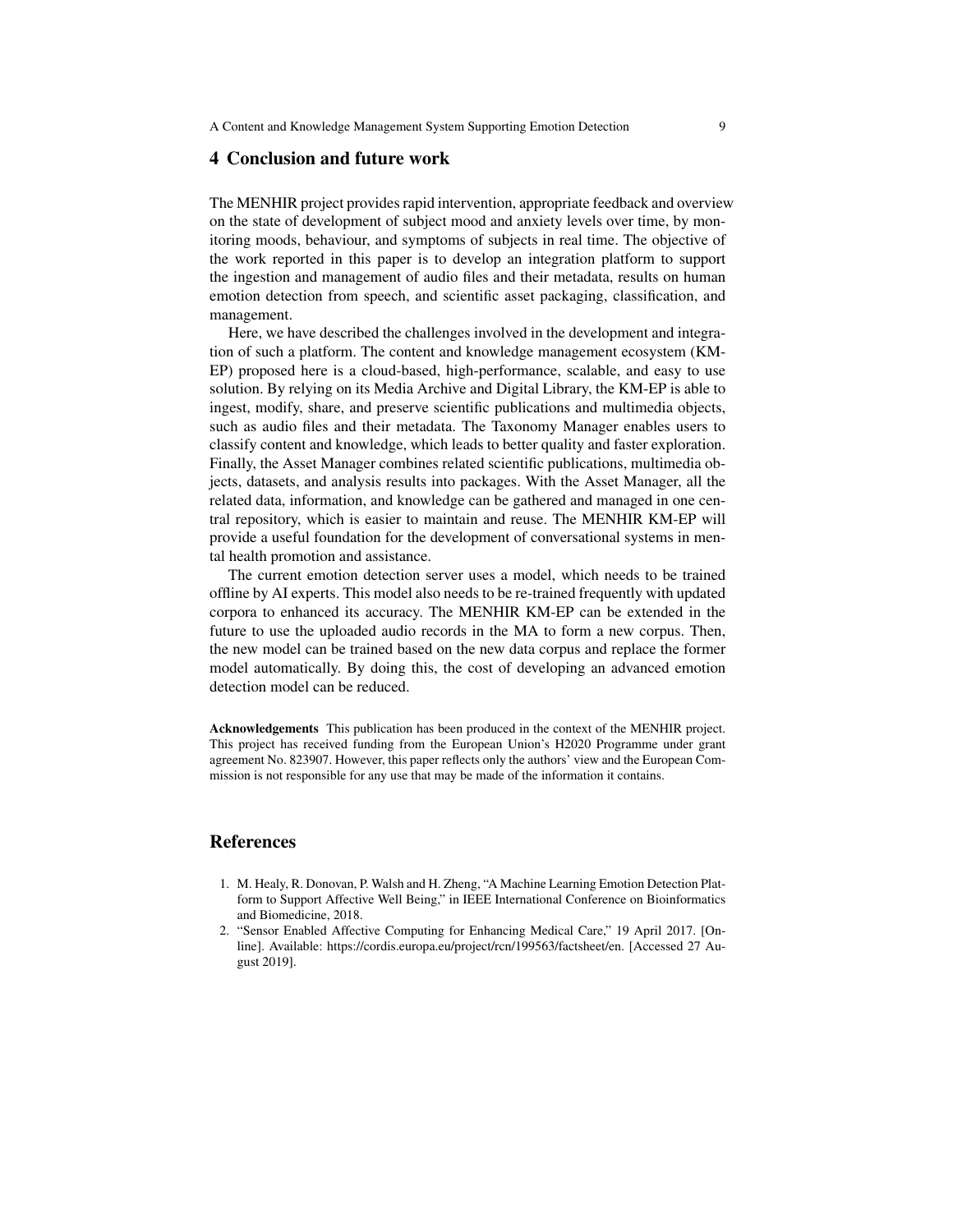## 4 Conclusion and future work

The MENHIR project provides rapid intervention, appropriate feedback and overview on the state of development of subject mood and anxiety levels over time, by monitoring moods, behaviour, and symptoms of subjects in real time. The objective of the work reported in this paper is to develop an integration platform to support the ingestion and management of audio files and their metadata, results on human emotion detection from speech, and scientific asset packaging, classification, and management.

Here, we have described the challenges involved in the development and integration of such a platform. The content and knowledge management ecosystem (KM-EP) proposed here is a cloud-based, high-performance, scalable, and easy to use solution. By relying on its Media Archive and Digital Library, the KM-EP is able to ingest, modify, share, and preserve scientific publications and multimedia objects, such as audio files and their metadata. The Taxonomy Manager enables users to classify content and knowledge, which leads to better quality and faster exploration. Finally, the Asset Manager combines related scientific publications, multimedia objects, datasets, and analysis results into packages. With the Asset Manager, all the related data, information, and knowledge can be gathered and managed in one central repository, which is easier to maintain and reuse. The MENHIR KM-EP will provide a useful foundation for the development of conversational systems in mental health promotion and assistance.

The current emotion detection server uses a model, which needs to be trained offline by AI experts. This model also needs to be re-trained frequently with updated corpora to enhanced its accuracy. The MENHIR KM-EP can be extended in the future to use the uploaded audio records in the MA to form a new corpus. Then, the new model can be trained based on the new data corpus and replace the former model automatically. By doing this, the cost of developing an advanced emotion detection model can be reduced.

**Acknowledgements** This publication has been produced in the context of the MENHIR project. This project has received funding from the European Union's H2020 Programme under grant agreement No. 823907. However, this paper reflects only the authors' view and the European Commission is not responsible for any use that may be made of the information it contains.

## References

1. M. Healy, R. Donovan, P. Walsh and H. Zheng, "A Machine Learning Emotion Detection Platform to Support Affective Well Being," in IEEE International Conference on Bioinformatics and Biomedicine, 2018.
2. "Sensor Enabled Affective Computing for Enhancing Medical Care," 19 April 2017. [Online]. Available: https://cordis.europa.eu/project/rcn/199563/factsheet/en. [Accessed 27 August 2019].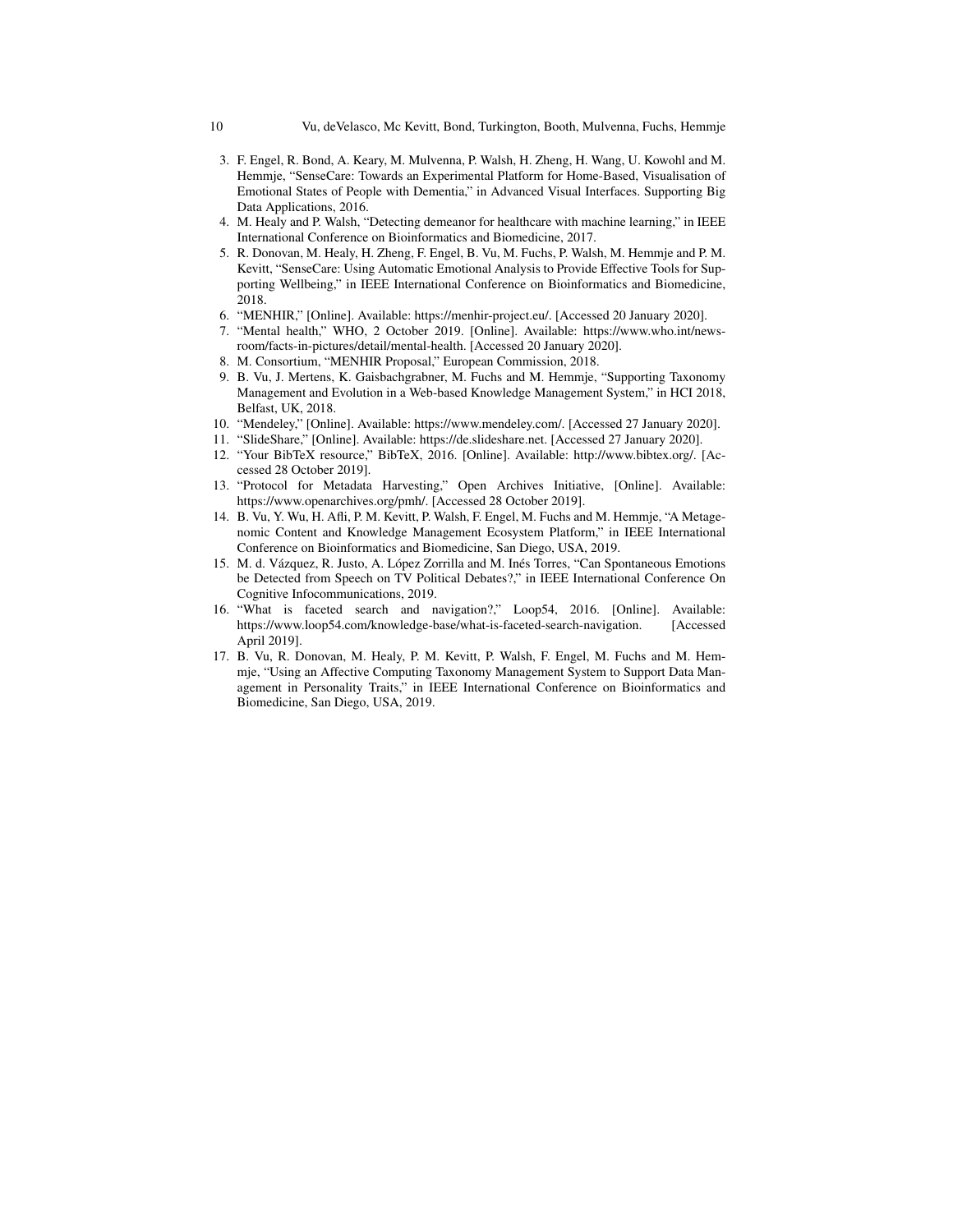3. F. Engel, R. Bond, A. Keary, M. Mulvenna, P. Walsh, H. Zheng, H. Wang, U. Kowohl and M. Hemmje, "SenseCare: Towards an Experimental Platform for Home-Based, Visualisation of Emotional States of People with Dementia," in Advanced Visual Interfaces. Supporting Big Data Applications, 2016.
4. M. Healy and P. Walsh, "Detecting demeanor for healthcare with machine learning," in IEEE International Conference on Bioinformatics and Biomedicine, 2017.
5. R. Donovan, M. Healy, H. Zheng, F. Engel, B. Vu, M. Fuchs, P. Walsh, M. Hemmje and P. M. Kevitt, "SenseCare: Using Automatic Emotional Analysis to Provide Effective Tools for Supporting Wellbeing," in IEEE International Conference on Bioinformatics and Biomedicine, 2018.
6. "MENHIR," [Online]. Available: https://menhir-project.eu/. [Accessed 20 January 2020].
7. "Mental health," WHO, 2 October 2019. [Online]. Available: https://www.who.int/news-room/facts-in-pictures/detail/mental-health. [Accessed 20 January 2020].
8. M. Consortium, "MENHIR Proposal," European Commission, 2018.
9. B. Vu, J. Mertens, K. Gaisbachgrabner, M. Fuchs and M. Hemmje, "Supporting Taxonomy Management and Evolution in a Web-based Knowledge Management System," in HCI 2018, Belfast, UK, 2018.
10. "Mendeley," [Online]. Available: https://www.mendeley.com/. [Accessed 27 January 2020].
11. "SlideShare," [Online]. Available: https://de.slideshare.net. [Accessed 27 January 2020].
12. "Your BibTeX resource," BibTeX, 2016. [Online]. Available: http://www.bibtex.org/. [Accessed 28 October 2019].
13. "Protocol for Metadata Harvesting," Open Archives Initiative, [Online]. Available: https://www.openarchives.org/pmh/. [Accessed 28 October 2019].
14. B. Vu, Y. Wu, H. Afli, P. M. Kevitt, P. Walsh, F. Engel, M. Fuchs and M. Hemmje, "A Metagenomic Content and Knowledge Management Ecosystem Platform," in IEEE International Conference on Bioinformatics and Biomedicine, San Diego, USA, 2019.
15. M. d. Vázquez, R. Justo, A. López Zorrilla and M. Inés Torres, "Can Spontaneous Emotions be Detected from Speech on TV Political Debates?," in IEEE International Conference On Cognitive Infocommunications, 2019.
16. "What is faceted search and navigation?," Loop54, 2016. [Online]. Available: https://www.loop54.com/knowledge-base/what-is-faceted-search-navigation. [Accessed April 2019].
17. B. Vu, R. Donovan, M. Healy, P. M. Kevitt, P. Walsh, F. Engel, M. Fuchs and M. Hemmje, "Using an Affective Computing Taxonomy Management System to Support Data Management in Personality Traits," in IEEE International Conference on Bioinformatics and Biomedicine, San Diego, USA, 2019.